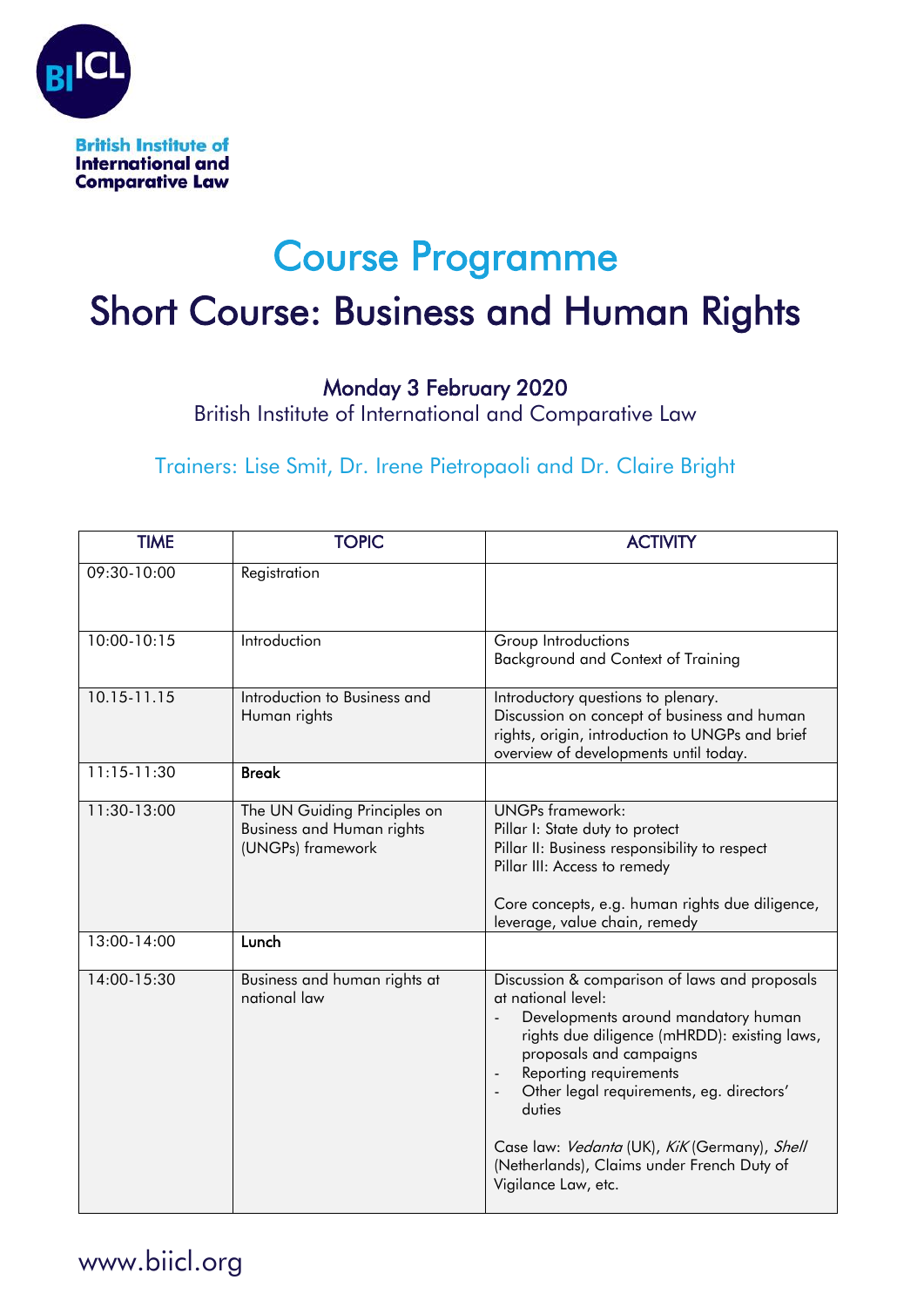British Institute of International and Comparative Law

# Course Programme

# Short Course: Business and Human Rights

## Monday 3 February 2020

British Institute of International and Comparative Law

Trainers: Lise Smit, Dr. Irene Pietropaoli and Dr. Claire Bright

| TIME | TOPIC | ACTIVITY |
| --- | --- | --- |
| 09:30-10:00 | Registration | |
| 10:00-10:15 | Introduction | Group Introductions<br>Background and Context of Training |
| 10.15-11.15 | Introduction to Business and Human rights | Introductory questions to plenary.<br>Discussion on concept of business and human rights, origin, introduction to UNGPs and brief overview of developments until today. |
| 11:15-11:30 | **Break** | |
| 11:30-13:00 | The UN Guiding Principles on Business and Human rights (UNGPs) framework | UNGPs framework:<br>Pillar I: State duty to protect<br>Pillar II: Business responsibility to respect<br>Pillar III: Access to remedy<br><br>Core concepts, e.g. human rights due diligence, leverage, value chain, remedy |
| 13:00-14:00 | **Lunch** | |
| 14:00-15:30 | Business and human rights at national law | Discussion & comparison of laws and proposals at national level:<br>- Developments around mandatory human rights due diligence (mHRDD): existing laws, proposals and campaigns<br>- Reporting requirements<br>- Other legal requirements, eg. directors' duties<br><br>Case law: *Vedanta* (UK), *KiK* (Germany), *Shell* (Netherlands), Claims under French Duty of Vigilance Law, etc. |

www.biicl.org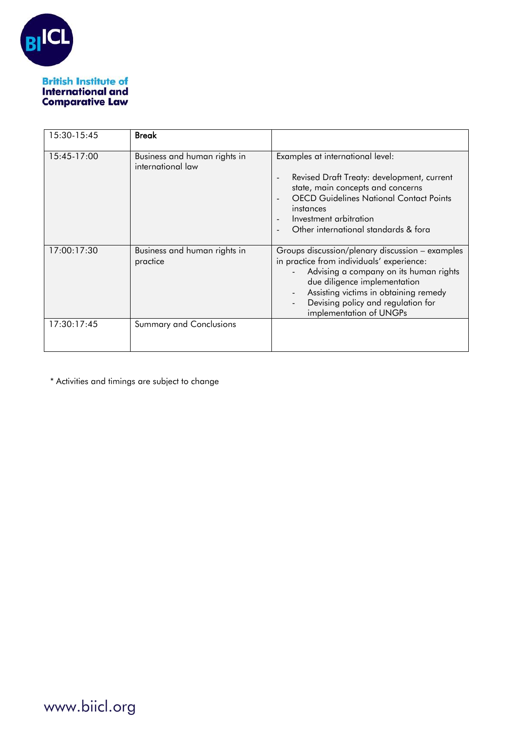| | | |
|---|---|---|
| 15:30-15:45 | **Break** | |
| 15:45-17:00 | Business and human rights in international law | Examples at international level:<br><br>- Revised Draft Treaty: development, current state, main concepts and concerns<br>- OECD Guidelines National Contact Points instances<br>- Investment arbitration<br>- Other international standards & fora |
| 17:00:17:30 | Business and human rights in practice | Groups discussion/plenary discussion – examples in practice from individuals' experience:<br>- Advising a company on its human rights due diligence implementation<br>- Assisting victims in obtaining remedy<br>- Devising policy and regulation for implementation of UNGPs |
| 17:30:17:45 | Summary and Conclusions | |

* Activities and timings are subject to change